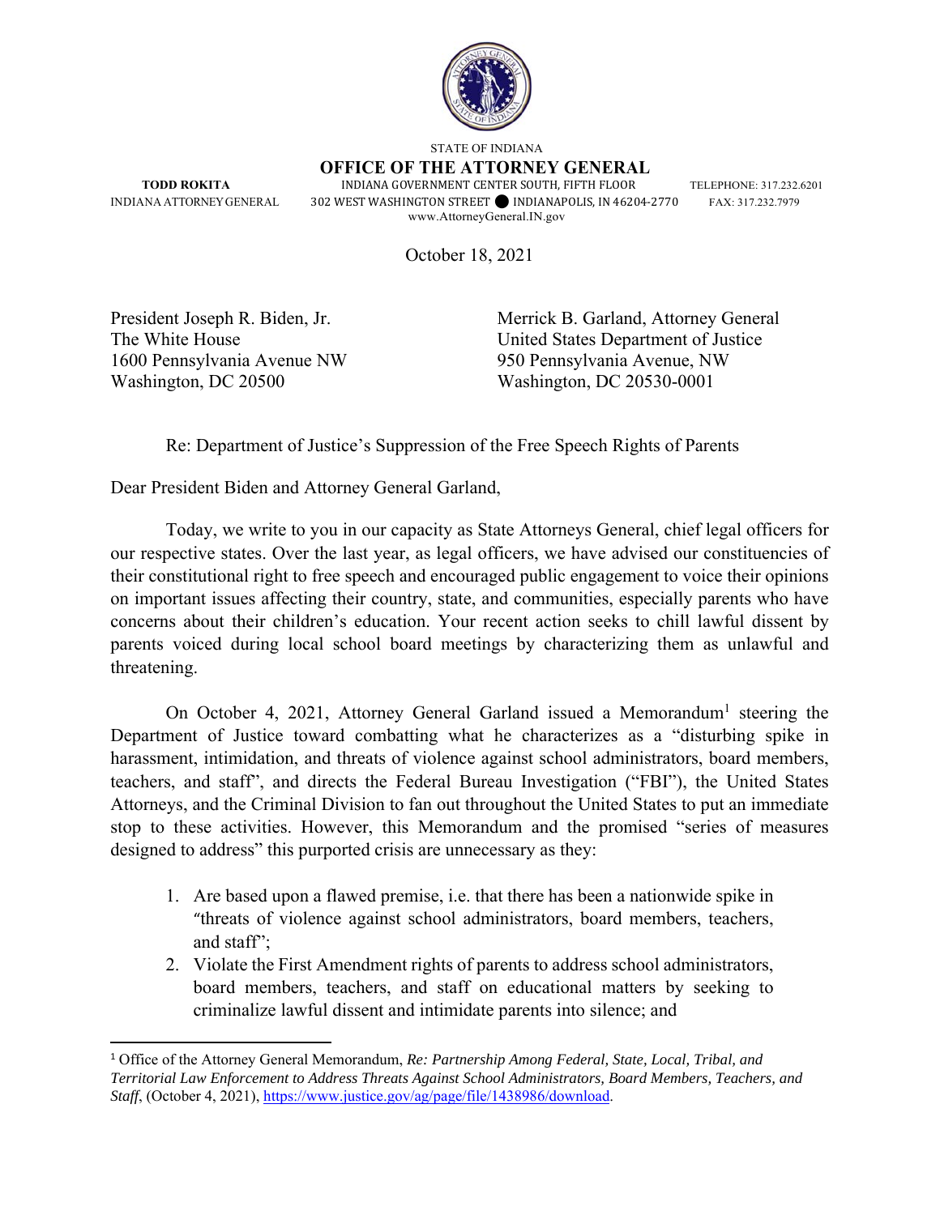STATE OF INDIANA

**OFFICE OF THE ATTORNEY GENERAL**

**TODD ROKITA**
INDIANA ATTORNEY GENERAL

INDIANA GOVERNMENT CENTER SOUTH, FIFTH FLOOR
302 WEST WASHINGTON STREET ● INDIANAPOLIS, IN 46204-2770
www.AttorneyGeneral.IN.gov

TELEPHONE: 317.232.6201
FAX: 317.232.7979

October 18, 2021

President Joseph R. Biden, Jr.
The White House
1600 Pennsylvania Avenue NW
Washington, DC 20500

Merrick B. Garland, Attorney General
United States Department of Justice
950 Pennsylvania Avenue, NW
Washington, DC 20530-0001

Re: Department of Justice's Suppression of the Free Speech Rights of Parents

Dear President Biden and Attorney General Garland,

Today, we write to you in our capacity as State Attorneys General, chief legal officers for our respective states. Over the last year, as legal officers, we have advised our constituencies of their constitutional right to free speech and encouraged public engagement to voice their opinions on important issues affecting their country, state, and communities, especially parents who have concerns about their children's education. Your recent action seeks to chill lawful dissent by parents voiced during local school board meetings by characterizing them as unlawful and threatening.

On October 4, 2021, Attorney General Garland issued a Memorandum[1] steering the Department of Justice toward combatting what he characterizes as a "disturbing spike in harassment, intimidation, and threats of violence against school administrators, board members, teachers, and staff", and directs the Federal Bureau Investigation ("FBI"), the United States Attorneys, and the Criminal Division to fan out throughout the United States to put an immediate stop to these activities. However, this Memorandum and the promised "series of measures designed to address" this purported crisis are unnecessary as they:

1. Are based upon a flawed premise, i.e. that there has been a nationwide spike in "threats of violence against school administrators, board members, teachers, and staff";
2. Violate the First Amendment rights of parents to address school administrators, board members, teachers, and staff on educational matters by seeking to criminalize lawful dissent and intimidate parents into silence; and

[1] Office of the Attorney General Memorandum, *Re: Partnership Among Federal, State, Local, Tribal, and Territorial Law Enforcement to Address Threats Against School Administrators, Board Members, Teachers, and Staff*, (October 4, 2021), https://www.justice.gov/ag/page/file/1438986/download.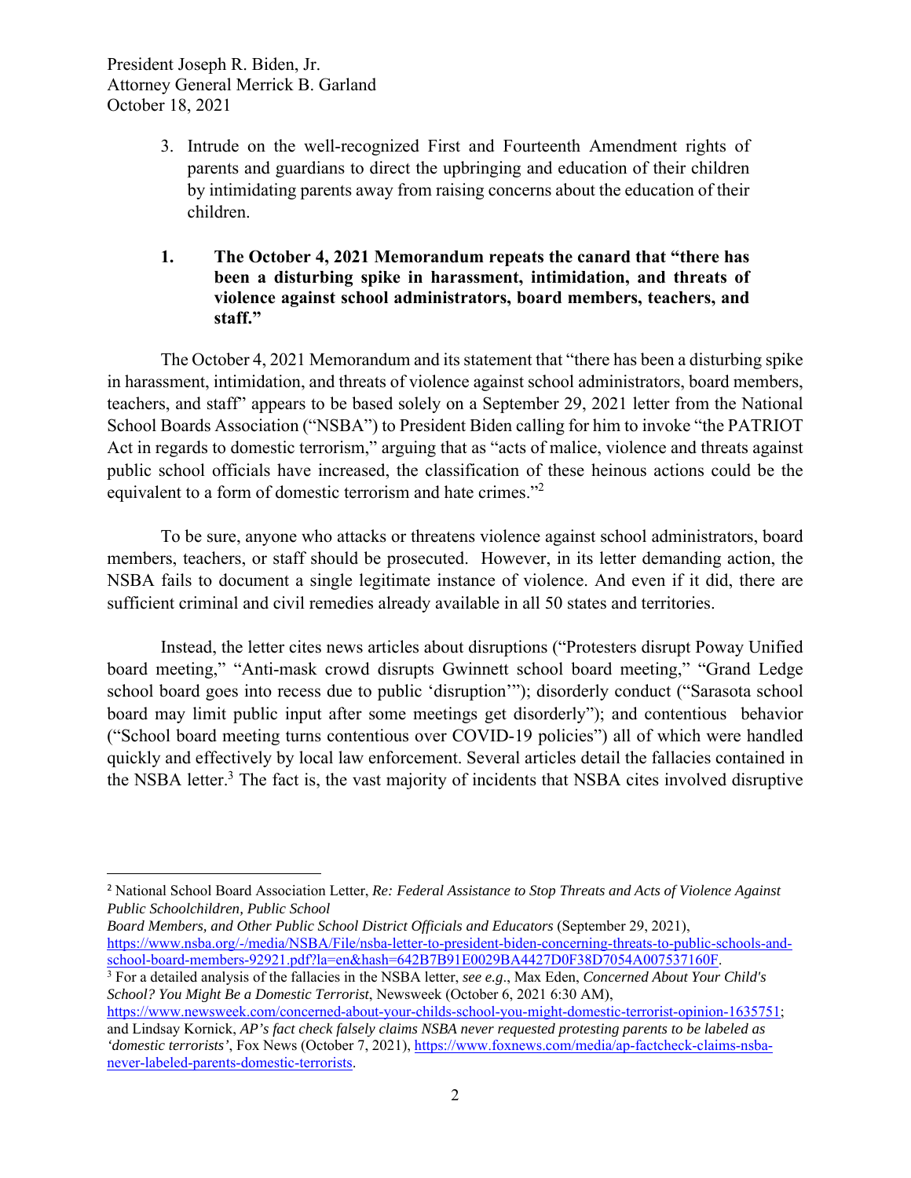3. Intrude on the well-recognized First and Fourteenth Amendment rights of parents and guardians to direct the upbringing and education of their children by intimidating parents away from raising concerns about the education of their children.

**1. The October 4, 2021 Memorandum repeats the canard that "there has been a disturbing spike in harassment, intimidation, and threats of violence against school administrators, board members, teachers, and staff."**

The October 4, 2021 Memorandum and its statement that "there has been a disturbing spike in harassment, intimidation, and threats of violence against school administrators, board members, teachers, and staff" appears to be based solely on a September 29, 2021 letter from the National School Boards Association ("NSBA") to President Biden calling for him to invoke "the PATRIOT Act in regards to domestic terrorism," arguing that as "acts of malice, violence and threats against public school officials have increased, the classification of these heinous actions could be the equivalent to a form of domestic terrorism and hate crimes."[2]

To be sure, anyone who attacks or threatens violence against school administrators, board members, teachers, or staff should be prosecuted. However, in its letter demanding action, the NSBA fails to document a single legitimate instance of violence. And even if it did, there are sufficient criminal and civil remedies already available in all 50 states and territories.

Instead, the letter cites news articles about disruptions ("Protesters disrupt Poway Unified board meeting," "Anti-mask crowd disrupts Gwinnett school board meeting," "Grand Ledge school board goes into recess due to public 'disruption'"); disorderly conduct ("Sarasota school board may limit public input after some meetings get disorderly"); and contentious behavior ("School board meeting turns contentious over COVID-19 policies") all of which were handled quickly and effectively by local law enforcement. Several articles detail the fallacies contained in the NSBA letter.[3] The fact is, the vast majority of incidents that NSBA cites involved disruptive

---

[2] National School Board Association Letter, *Re: Federal Assistance to Stop Threats and Acts of Violence Against Public Schoolchildren, Public School Board Members, and Other Public School District Officials and Educators* (September 29, 2021), https://www.nsba.org/-/media/NSBA/File/nsba-letter-to-president-biden-concerning-threats-to-public-schools-and-school-board-members-92921.pdf?la=en&hash=642B7B91E0029BA4427D0F38D7054A007537160F.

[3] For a detailed analysis of the fallacies in the NSBA letter, *see e.g*., Max Eden, *Concerned About Your Child's School? You Might Be a Domestic Terrorist*, Newsweek (October 6, 2021 6:30 AM), https://www.newsweek.com/concerned-about-your-childs-school-you-might-domestic-terrorist-opinion-1635751; and Lindsay Kornick, *AP's fact check falsely claims NSBA never requested protesting parents to be labeled as 'domestic terrorists'*, Fox News (October 7, 2021), https://www.foxnews.com/media/ap-factcheck-claims-nsba-never-labeled-parents-domestic-terrorists.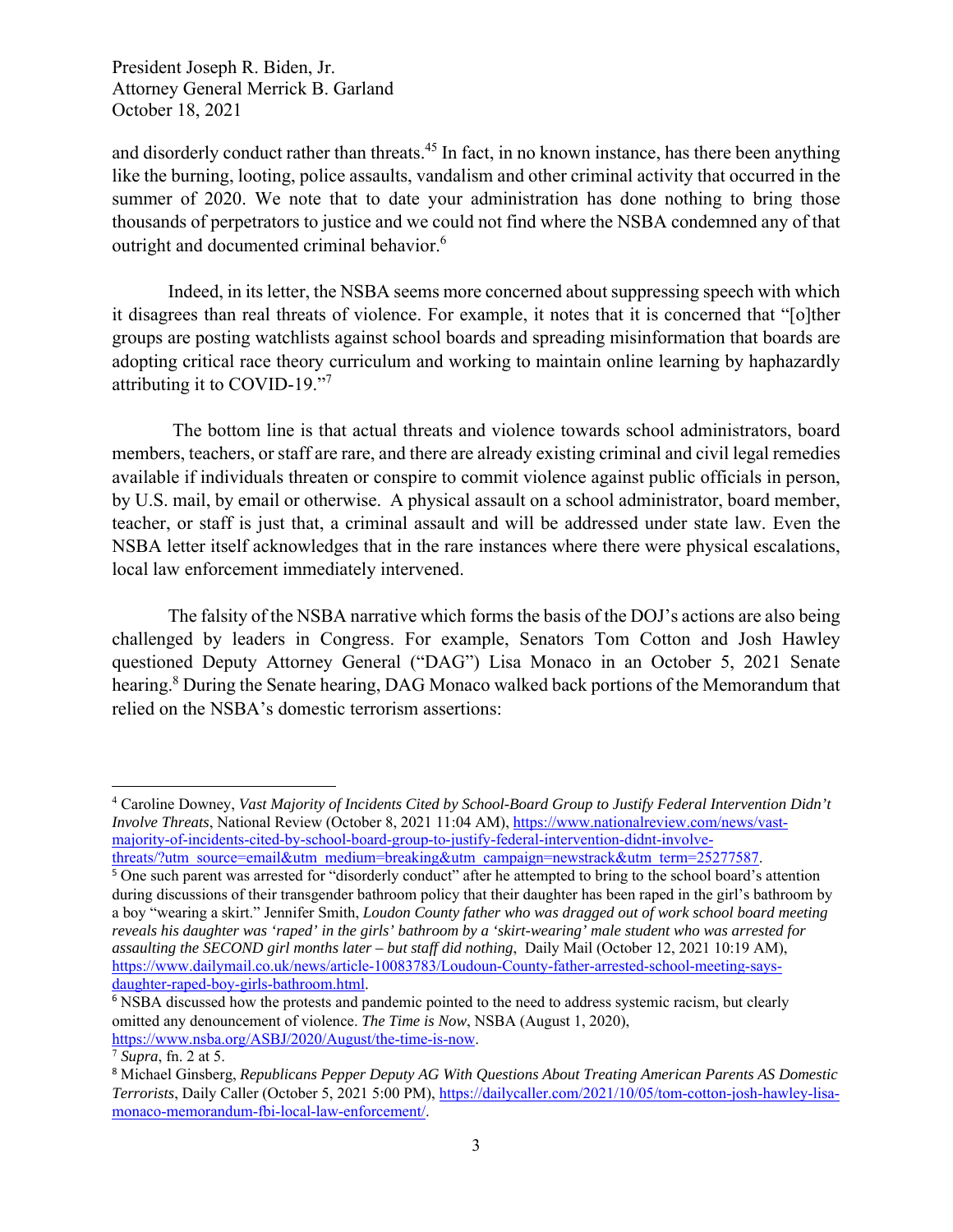and disorderly conduct rather than threats.[4][5] In fact, in no known instance, has there been anything like the burning, looting, police assaults, vandalism and other criminal activity that occurred in the summer of 2020. We note that to date your administration has done nothing to bring those thousands of perpetrators to justice and we could not find where the NSBA condemned any of that outright and documented criminal behavior.[6]

Indeed, in its letter, the NSBA seems more concerned about suppressing speech with which it disagrees than real threats of violence. For example, it notes that it is concerned that "[o]ther groups are posting watchlists against school boards and spreading misinformation that boards are adopting critical race theory curriculum and working to maintain online learning by haphazardly attributing it to COVID-19."[7]

The bottom line is that actual threats and violence towards school administrators, board members, teachers, or staff are rare, and there are already existing criminal and civil legal remedies available if individuals threaten or conspire to commit violence against public officials in person, by U.S. mail, by email or otherwise. A physical assault on a school administrator, board member, teacher, or staff is just that, a criminal assault and will be addressed under state law. Even the NSBA letter itself acknowledges that in the rare instances where there were physical escalations, local law enforcement immediately intervened.

The falsity of the NSBA narrative which forms the basis of the DOJ's actions are also being challenged by leaders in Congress. For example, Senators Tom Cotton and Josh Hawley questioned Deputy Attorney General ("DAG") Lisa Monaco in an October 5, 2021 Senate hearing.[8] During the Senate hearing, DAG Monaco walked back portions of the Memorandum that relied on the NSBA's domestic terrorism assertions:

---

[4] Caroline Downey, *Vast Majority of Incidents Cited by School-Board Group to Justify Federal Intervention Didn't Involve Threats*, National Review (October 8, 2021 11:04 AM), https://www.nationalreview.com/news/vast-majority-of-incidents-cited-by-school-board-group-to-justify-federal-intervention-didnt-involve-threats/?utm_source=email&utm_medium=breaking&utm_campaign=newstrack&utm_term=25277587.

[5] One such parent was arrested for "disorderly conduct" after he attempted to bring to the school board's attention during discussions of their transgender bathroom policy that their daughter has been raped in the girl's bathroom by a boy "wearing a skirt." Jennifer Smith, *Loudon County father who was dragged out of work school board meeting reveals his daughter was 'raped' in the girls' bathroom by a 'skirt-wearing' male student who was arrested for assaulting the SECOND girl months later – but staff did nothing*, Daily Mail (October 12, 2021 10:19 AM), https://www.dailymail.co.uk/news/article-10083783/Loudoun-County-father-arrested-school-meeting-says-daughter-raped-boy-girls-bathroom.html.

[6] NSBA discussed how the protests and pandemic pointed to the need to address systemic racism, but clearly omitted any denouncement of violence. *The Time is Now*, NSBA (August 1, 2020), https://www.nsba.org/ASBJ/2020/August/the-time-is-now.

[7] *Supra*, fn. 2 at 5.

[8] Michael Ginsberg, *Republicans Pepper Deputy AG With Questions About Treating American Parents AS Domestic Terrorists*, Daily Caller (October 5, 2021 5:00 PM), https://dailycaller.com/2021/10/05/tom-cotton-josh-hawley-lisa-monaco-memorandum-fbi-local-law-enforcement/.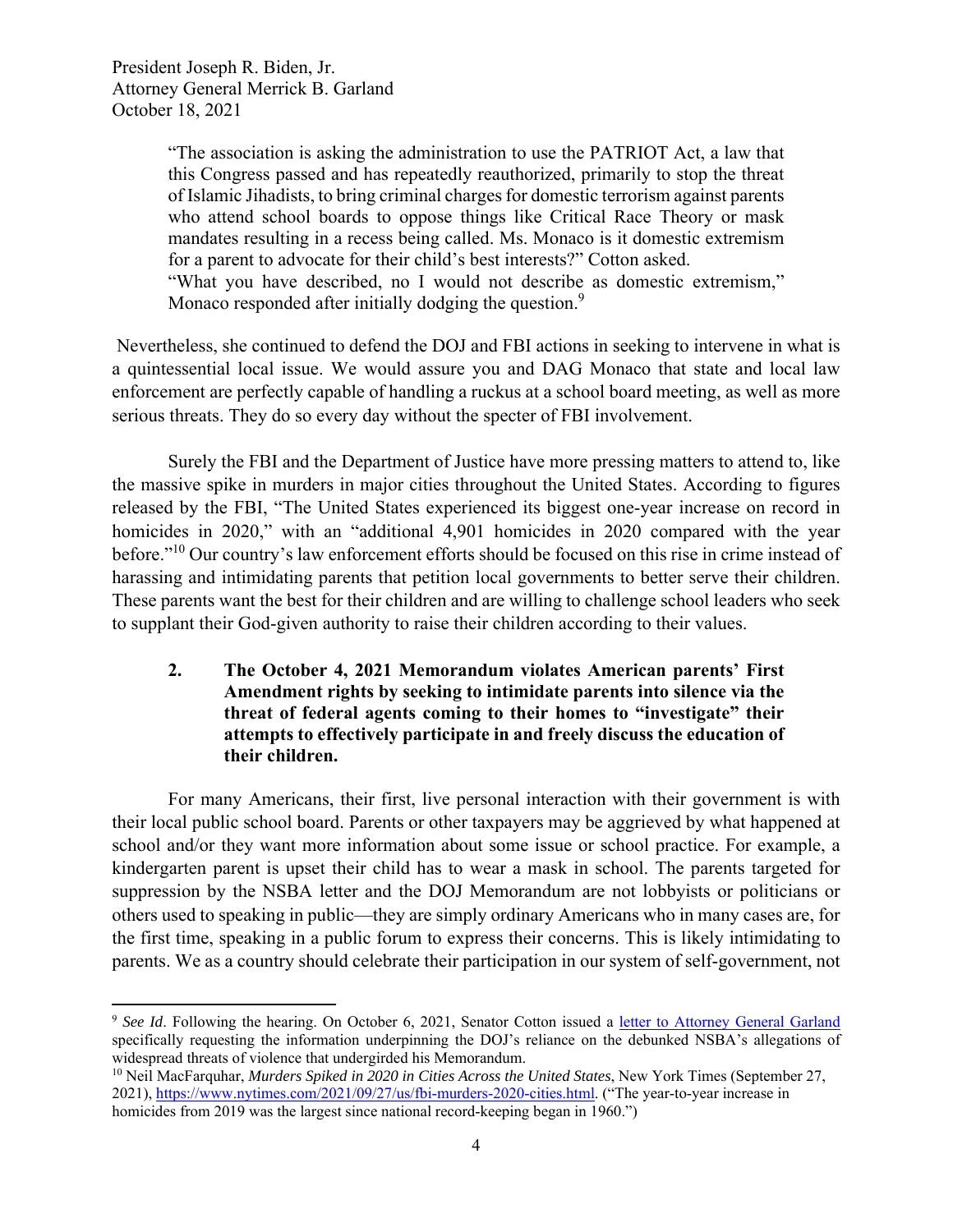> "The association is asking the administration to use the PATRIOT Act, a law that this Congress passed and has repeatedly reauthorized, primarily to stop the threat of Islamic Jihadists, to bring criminal charges for domestic terrorism against parents who attend school boards to oppose things like Critical Race Theory or mask mandates resulting in a recess being called. Ms. Monaco is it domestic extremism for a parent to advocate for their child's best interests?" Cotton asked.
> "What you have described, no I would not describe as domestic extremism," Monaco responded after initially dodging the question.[9]

Nevertheless, she continued to defend the DOJ and FBI actions in seeking to intervene in what is a quintessential local issue. We would assure you and DAG Monaco that state and local law enforcement are perfectly capable of handling a ruckus at a school board meeting, as well as more serious threats. They do so every day without the specter of FBI involvement.

Surely the FBI and the Department of Justice have more pressing matters to attend to, like the massive spike in murders in major cities throughout the United States. According to figures released by the FBI, "The United States experienced its biggest one-year increase on record in homicides in 2020," with an "additional 4,901 homicides in 2020 compared with the year before."[10] Our country's law enforcement efforts should be focused on this rise in crime instead of harassing and intimidating parents that petition local governments to better serve their children. These parents want the best for their children and are willing to challenge school leaders who seek to supplant their God-given authority to raise their children according to their values.

**2. The October 4, 2021 Memorandum violates American parents' First Amendment rights by seeking to intimidate parents into silence via the threat of federal agents coming to their homes to "investigate" their attempts to effectively participate in and freely discuss the education of their children.**

For many Americans, their first, live personal interaction with their government is with their local public school board. Parents or other taxpayers may be aggrieved by what happened at school and/or they want more information about some issue or school practice. For example, a kindergarten parent is upset their child has to wear a mask in school. The parents targeted for suppression by the NSBA letter and the DOJ Memorandum are not lobbyists or politicians or others used to speaking in public—they are simply ordinary Americans who in many cases are, for the first time, speaking in a public forum to express their concerns. This is likely intimidating to parents. We as a country should celebrate their participation in our system of self-government, not

---

[9] *See Id*. Following the hearing. On October 6, 2021, Senator Cotton issued a letter to Attorney General Garland specifically requesting the information underpinning the DOJ's reliance on the debunked NSBA's allegations of widespread threats of violence that undergirded his Memorandum.

[10] Neil MacFarquhar, *Murders Spiked in 2020 in Cities Across the United States*, New York Times (September 27, 2021), https://www.nytimes.com/2021/09/27/us/fbi-murders-2020-cities.html. ("The year-to-year increase in homicides from 2019 was the largest since national record-keeping began in 1960.")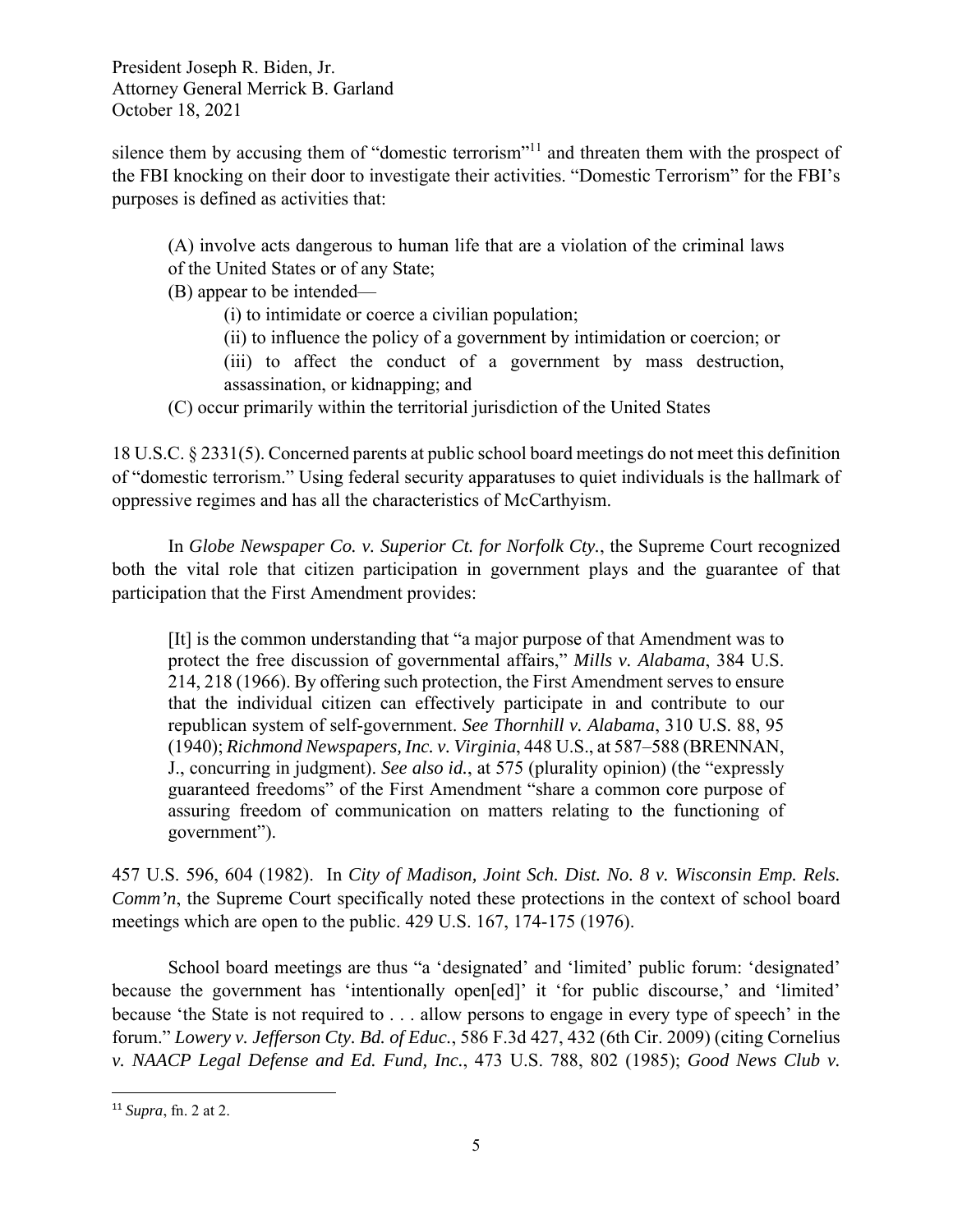silence them by accusing them of "domestic terrorism"[11] and threaten them with the prospect of the FBI knocking on their door to investigate their activities. "Domestic Terrorism" for the FBI's purposes is defined as activities that:

> (A) involve acts dangerous to human life that are a violation of the criminal laws of the United States or of any State;
> (B) appear to be intended—
> (i) to intimidate or coerce a civilian population;
> (ii) to influence the policy of a government by intimidation or coercion; or
> (iii) to affect the conduct of a government by mass destruction, assassination, or kidnapping; and
> (C) occur primarily within the territorial jurisdiction of the United States

18 U.S.C. § 2331(5). Concerned parents at public school board meetings do not meet this definition of "domestic terrorism." Using federal security apparatuses to quiet individuals is the hallmark of oppressive regimes and has all the characteristics of McCarthyism.

In *Globe Newspaper Co. v. Superior Ct. for Norfolk Cty.*, the Supreme Court recognized both the vital role that citizen participation in government plays and the guarantee of that participation that the First Amendment provides:

> [It] is the common understanding that "a major purpose of that Amendment was to protect the free discussion of governmental affairs," *Mills v. Alabama*, 384 U.S. 214, 218 (1966). By offering such protection, the First Amendment serves to ensure that the individual citizen can effectively participate in and contribute to our republican system of self-government. *See Thornhill v. Alabama*, 310 U.S. 88, 95 (1940); *Richmond Newspapers, Inc. v. Virginia*, 448 U.S., at 587–588 (BRENNAN, J., concurring in judgment). *See also id.*, at 575 (plurality opinion) (the "expressly guaranteed freedoms" of the First Amendment "share a common core purpose of assuring freedom of communication on matters relating to the functioning of government").

457 U.S. 596, 604 (1982). In *City of Madison, Joint Sch. Dist. No. 8 v. Wisconsin Emp. Rels. Comm'n*, the Supreme Court specifically noted these protections in the context of school board meetings which are open to the public. 429 U.S. 167, 174-175 (1976).

School board meetings are thus "a 'designated' and 'limited' public forum: 'designated' because the government has 'intentionally open[ed]' it 'for public discourse,' and 'limited' because 'the State is not required to . . . allow persons to engage in every type of speech' in the forum." *Lowery v. Jefferson Cty. Bd. of Educ.*, 586 F.3d 427, 432 (6th Cir. 2009) (citing Cornelius *v. NAACP Legal Defense and Ed. Fund, Inc.*, 473 U.S. 788, 802 (1985); *Good News Club v.*

---

[11] *Supra*, fn. 2 at 2.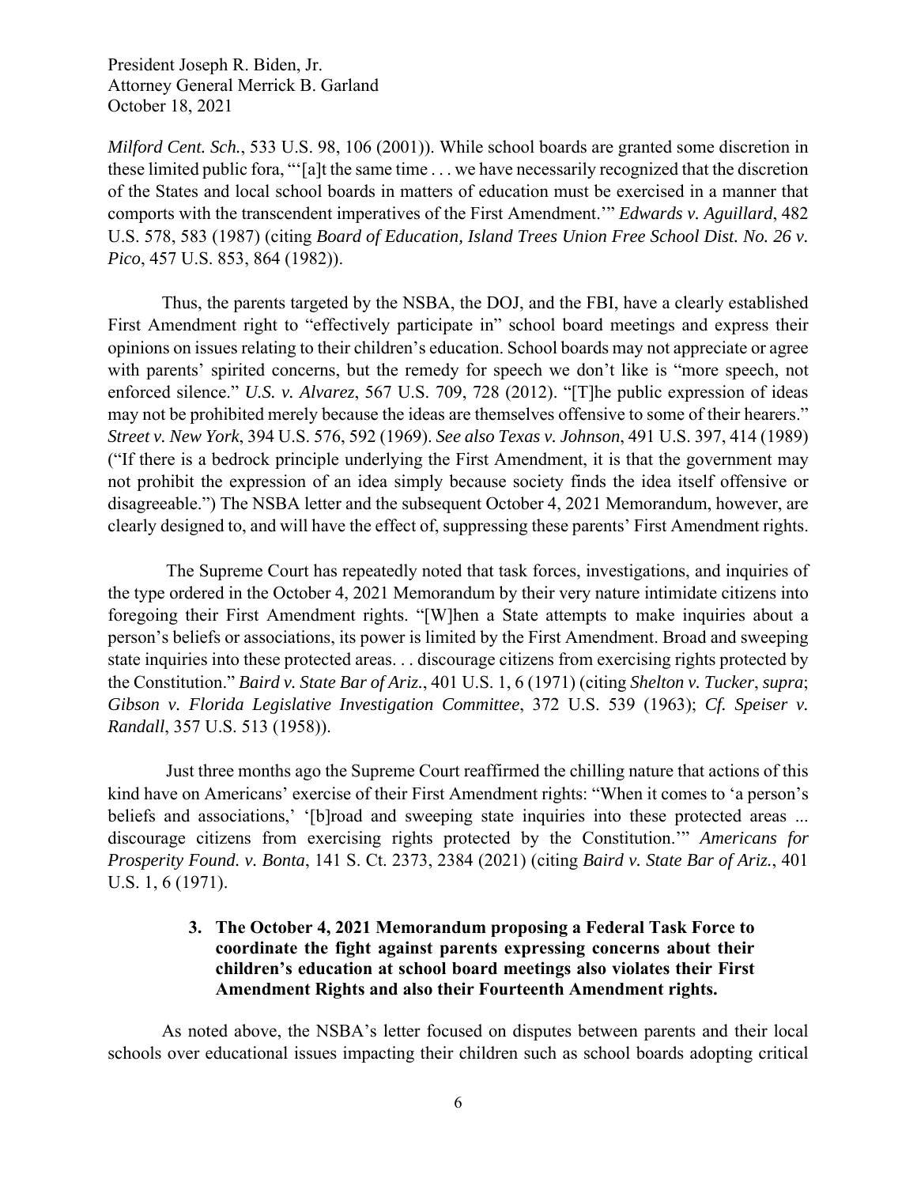*Milford Cent. Sch.*, 533 U.S. 98, 106 (2001)). While school boards are granted some discretion in these limited public fora, "'[a]t the same time . . . we have necessarily recognized that the discretion of the States and local school boards in matters of education must be exercised in a manner that comports with the transcendent imperatives of the First Amendment.'" *Edwards v. Aguillard*, 482 U.S. 578, 583 (1987) (citing *Board of Education, Island Trees Union Free School Dist. No. 26 v. Pico*, 457 U.S. 853, 864 (1982)).

Thus, the parents targeted by the NSBA, the DOJ, and the FBI, have a clearly established First Amendment right to "effectively participate in" school board meetings and express their opinions on issues relating to their children's education. School boards may not appreciate or agree with parents' spirited concerns, but the remedy for speech we don't like is "more speech, not enforced silence." *U.S. v. Alvarez*, 567 U.S. 709, 728 (2012). "[T]he public expression of ideas may not be prohibited merely because the ideas are themselves offensive to some of their hearers." *Street v. New York*, 394 U.S. 576, 592 (1969). *See also Texas v. Johnson*, 491 U.S. 397, 414 (1989) ("If there is a bedrock principle underlying the First Amendment, it is that the government may not prohibit the expression of an idea simply because society finds the idea itself offensive or disagreeable.") The NSBA letter and the subsequent October 4, 2021 Memorandum, however, are clearly designed to, and will have the effect of, suppressing these parents' First Amendment rights.

The Supreme Court has repeatedly noted that task forces, investigations, and inquiries of the type ordered in the October 4, 2021 Memorandum by their very nature intimidate citizens into foregoing their First Amendment rights. "[W]hen a State attempts to make inquiries about a person's beliefs or associations, its power is limited by the First Amendment. Broad and sweeping state inquiries into these protected areas. . . discourage citizens from exercising rights protected by the Constitution." *Baird v. State Bar of Ariz.*, 401 U.S. 1, 6 (1971) (citing *Shelton v. Tucker*, *supra*; *Gibson v. Florida Legislative Investigation Committee*, 372 U.S. 539 (1963); *Cf. Speiser v. Randall*, 357 U.S. 513 (1958)).

Just three months ago the Supreme Court reaffirmed the chilling nature that actions of this kind have on Americans' exercise of their First Amendment rights: "When it comes to 'a person's beliefs and associations,' '[b]road and sweeping state inquiries into these protected areas ... discourage citizens from exercising rights protected by the Constitution.'" *Americans for Prosperity Found. v. Bonta*, 141 S. Ct. 2373, 2384 (2021) (citing *Baird v. State Bar of Ariz.*, 401 U.S. 1, 6 (1971).

### 3. The October 4, 2021 Memorandum proposing a Federal Task Force to coordinate the fight against parents expressing concerns about their children's education at school board meetings also violates their First Amendment Rights and also their Fourteenth Amendment rights.

As noted above, the NSBA's letter focused on disputes between parents and their local schools over educational issues impacting their children such as school boards adopting critical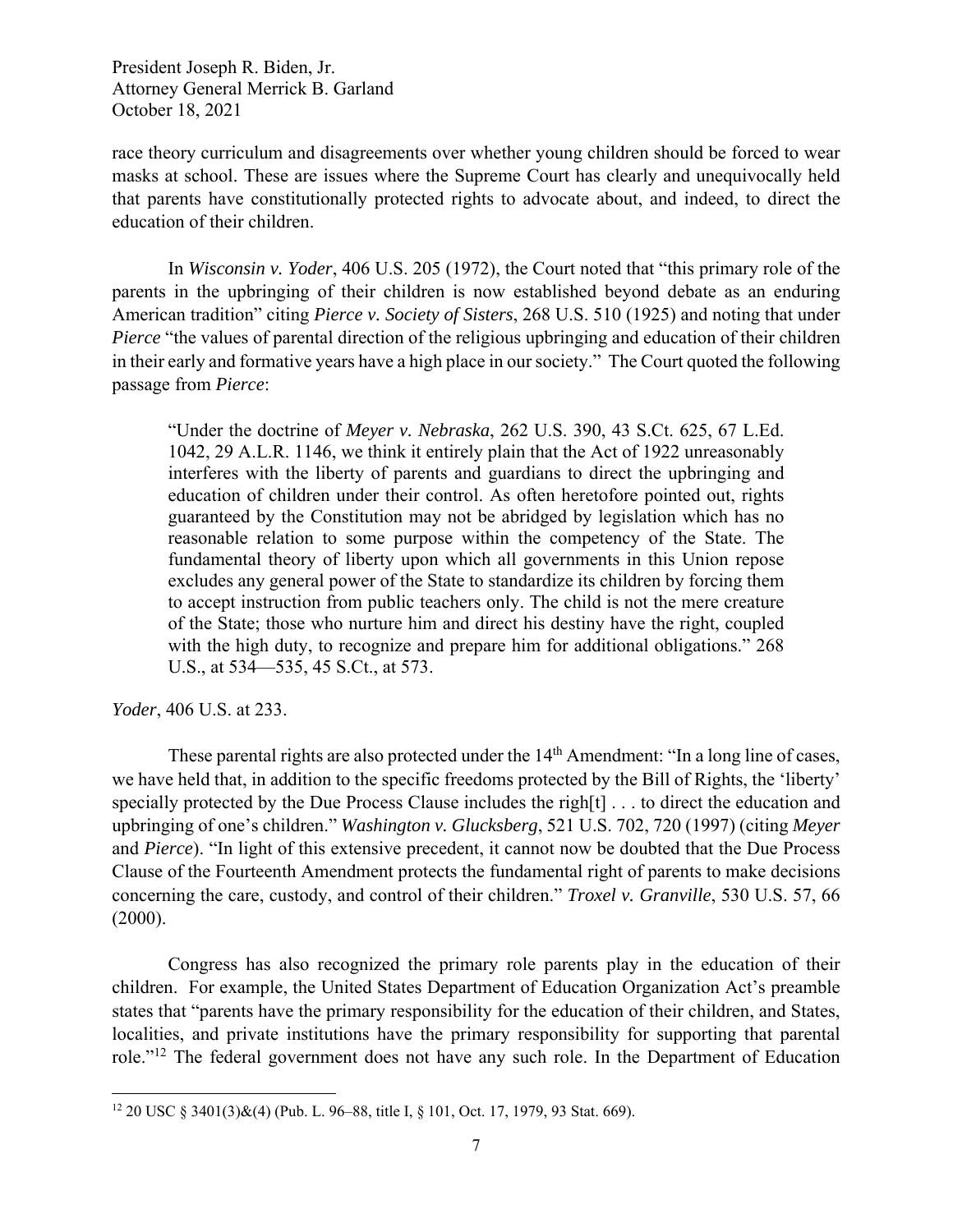race theory curriculum and disagreements over whether young children should be forced to wear masks at school. These are issues where the Supreme Court has clearly and unequivocally held that parents have constitutionally protected rights to advocate about, and indeed, to direct the education of their children.

In *Wisconsin v. Yoder*, 406 U.S. 205 (1972), the Court noted that "this primary role of the parents in the upbringing of their children is now established beyond debate as an enduring American tradition" citing *Pierce v. Society of Sisters*, 268 U.S. 510 (1925) and noting that under *Pierce* "the values of parental direction of the religious upbringing and education of their children in their early and formative years have a high place in our society." The Court quoted the following passage from *Pierce*:

> "Under the doctrine of *Meyer v. Nebraska*, 262 U.S. 390, 43 S.Ct. 625, 67 L.Ed. 1042, 29 A.L.R. 1146, we think it entirely plain that the Act of 1922 unreasonably interferes with the liberty of parents and guardians to direct the upbringing and education of children under their control. As often heretofore pointed out, rights guaranteed by the Constitution may not be abridged by legislation which has no reasonable relation to some purpose within the competency of the State. The fundamental theory of liberty upon which all governments in this Union repose excludes any general power of the State to standardize its children by forcing them to accept instruction from public teachers only. The child is not the mere creature of the State; those who nurture him and direct his destiny have the right, coupled with the high duty, to recognize and prepare him for additional obligations." 268 U.S., at 534—535, 45 S.Ct., at 573.

*Yoder*, 406 U.S. at 233.

These parental rights are also protected under the 14th Amendment: "In a long line of cases, we have held that, in addition to the specific freedoms protected by the Bill of Rights, the 'liberty' specially protected by the Due Process Clause includes the righ[t] . . . to direct the education and upbringing of one's children." *Washington v. Glucksberg*, 521 U.S. 702, 720 (1997) (citing *Meyer* and *Pierce*). "In light of this extensive precedent, it cannot now be doubted that the Due Process Clause of the Fourteenth Amendment protects the fundamental right of parents to make decisions concerning the care, custody, and control of their children." *Troxel v. Granville*, 530 U.S. 57, 66 (2000).

Congress has also recognized the primary role parents play in the education of their children. For example, the United States Department of Education Organization Act's preamble states that "parents have the primary responsibility for the education of their children, and States, localities, and private institutions have the primary responsibility for supporting that parental role."[12] The federal government does not have any such role. In the Department of Education

[12] 20 USC § 3401(3)&(4) (Pub. L. 96–88, title I, § 101, Oct. 17, 1979, 93 Stat. 669).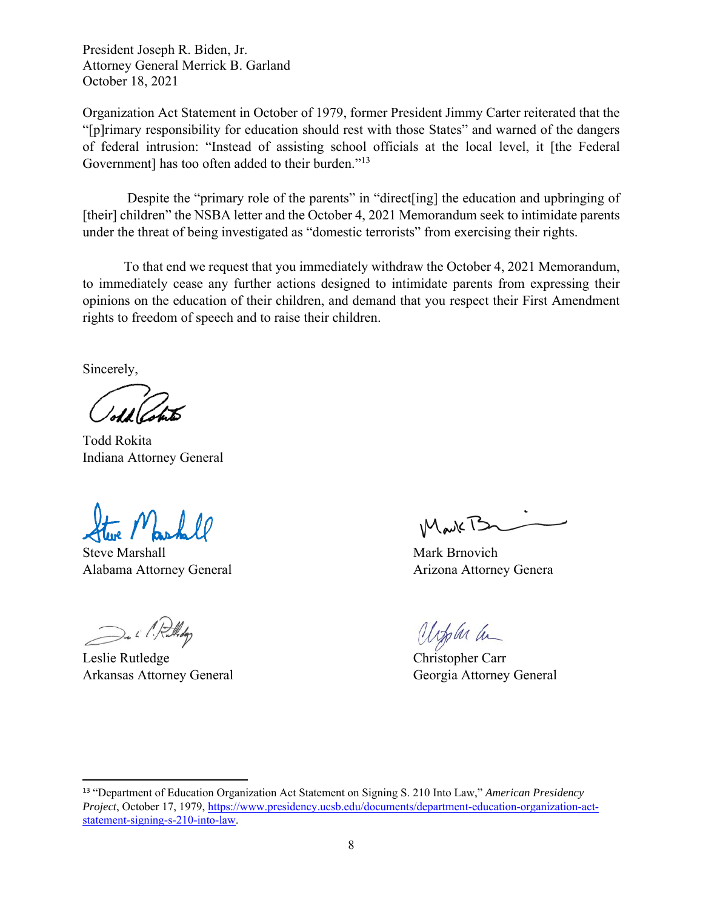President Joseph R. Biden, Jr.
Attorney General Merrick B. Garland
October 18, 2021

Organization Act Statement in October of 1979, former President Jimmy Carter reiterated that the "[p]rimary responsibility for education should rest with those States" and warned of the dangers of federal intrusion: "Instead of assisting school officials at the local level, it [the Federal Government] has too often added to their burden."[13]

Despite the "primary role of the parents" in "direct[ing] the education and upbringing of [their] children" the NSBA letter and the October 4, 2021 Memorandum seek to intimidate parents under the threat of being investigated as "domestic terrorists" from exercising their rights.

To that end we request that you immediately withdraw the October 4, 2021 Memorandum, to immediately cease any further actions designed to intimidate parents from expressing their opinions on the education of their children, and demand that you respect their First Amendment rights to freedom of speech and to raise their children.

Sincerely,

Todd Rokita
Indiana Attorney General

Steve Marshall
Alabama Attorney General

Mark Brnovich
Arizona Attorney Genera

Leslie Rutledge
Arkansas Attorney General

Christopher Carr
Georgia Attorney General

---

[13] "Department of Education Organization Act Statement on Signing S. 210 Into Law," *American Presidency Project*, October 17, 1979, https://www.presidency.ucsb.edu/documents/department-education-organization-act-statement-signing-s-210-into-law.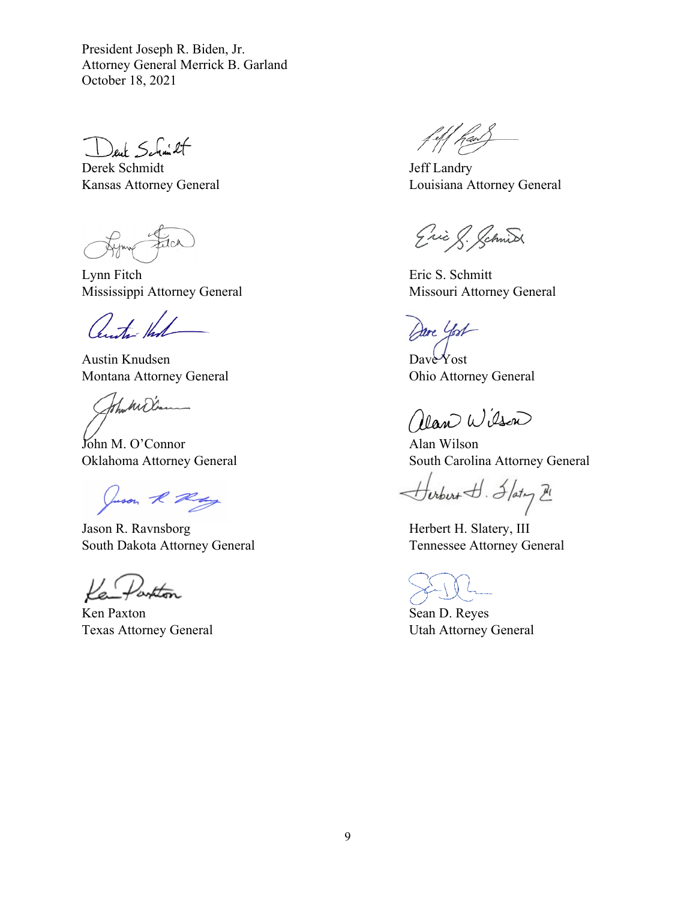President Joseph R. Biden, Jr.
Attorney General Merrick B. Garland
October 18, 2021

Derek Schmidt
Kansas Attorney General

Jeff Landry
Louisiana Attorney General

Lynn Fitch
Mississippi Attorney General

Eric S. Schmitt
Missouri Attorney General

Austin Knudsen
Montana Attorney General

Dave Yost
Ohio Attorney General

John M. O'Connor
Oklahoma Attorney General

Alan Wilson
South Carolina Attorney General

Jason R. Ravnsborg
South Dakota Attorney General

Herbert H. Slatery, III
Tennessee Attorney General

Ken Paxton
Texas Attorney General

Sean D. Reyes
Utah Attorney General